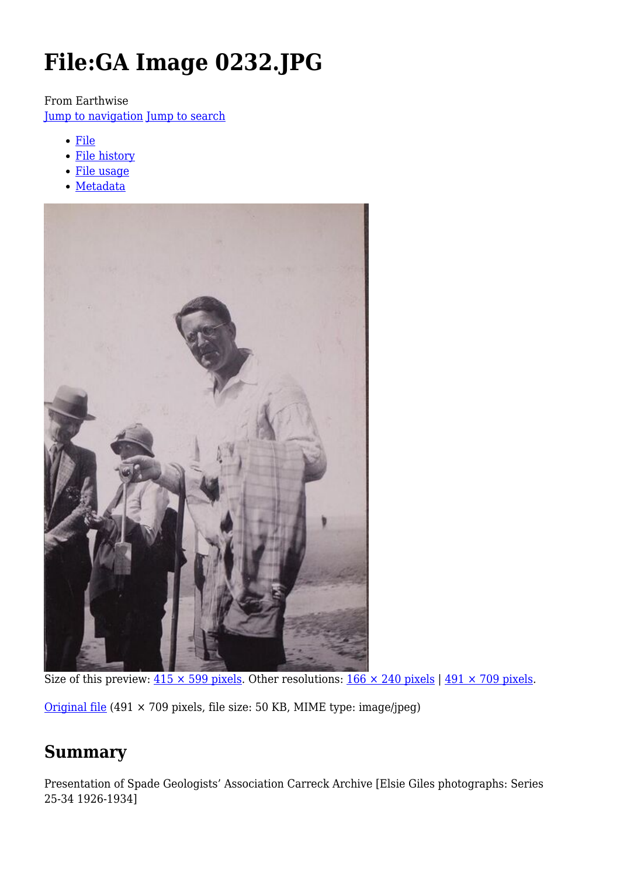# File:GA Image 0232.JPG

From Earthwise

Jump to navigation Jump to search

- File
- File history
- File usage
- Metadata

Size of this preview: 415 × 599 pixels. Other resolutions: 166 × 240 pixels | 491 × 709 pixels.

Original file (491 × 709 pixels, file size: 50 KB, MIME type: image/jpeg)

## Summary

Presentation of Spade Geologists' Association Carreck Archive [Elsie Giles photographs: Series 25-34 1926-1934]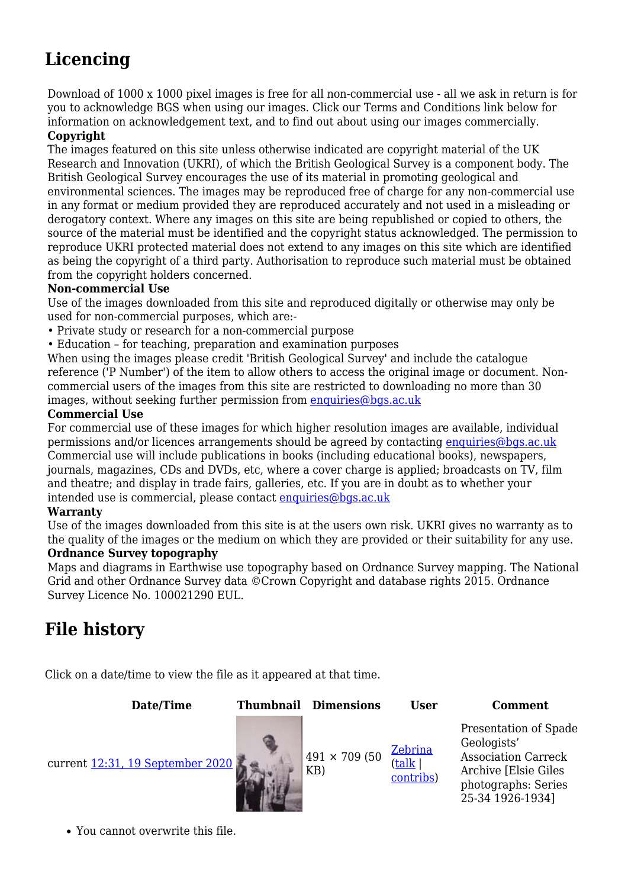## Licencing

Download of 1000 x 1000 pixel images is free for all non-commercial use - all we ask in return is for you to acknowledge BGS when using our images. Click our Terms and Conditions link below for information on acknowledgement text, and to find out about using our images commercially.

**Copyright**

The images featured on this site unless otherwise indicated are copyright material of the UK Research and Innovation (UKRI), of which the British Geological Survey is a component body. The British Geological Survey encourages the use of its material in promoting geological and environmental sciences. The images may be reproduced free of charge for any non-commercial use in any format or medium provided they are reproduced accurately and not used in a misleading or derogatory context. Where any images on this site are being republished or copied to others, the source of the material must be identified and the copyright status acknowledged. The permission to reproduce UKRI protected material does not extend to any images on this site which are identified as being the copyright of a third party. Authorisation to reproduce such material must be obtained from the copyright holders concerned.

**Non-commercial Use**

Use of the images downloaded from this site and reproduced digitally or otherwise may only be used for non-commercial purposes, which are:-

• Private study or research for a non-commercial purpose
• Education – for teaching, preparation and examination purposes

When using the images please credit 'British Geological Survey' and include the catalogue reference ('P Number') of the item to allow others to access the original image or document. Non-commercial users of the images from this site are restricted to downloading no more than 30 images, without seeking further permission from enquiries@bgs.ac.uk

**Commercial Use**

For commercial use of these images for which higher resolution images are available, individual permissions and/or licences arrangements should be agreed by contacting enquiries@bgs.ac.uk Commercial use will include publications in books (including educational books), newspapers, journals, magazines, CDs and DVDs, etc, where a cover charge is applied; broadcasts on TV, film and theatre; and display in trade fairs, galleries, etc. If you are in doubt as to whether your intended use is commercial, please contact enquiries@bgs.ac.uk

**Warranty**

Use of the images downloaded from this site is at the users own risk. UKRI gives no warranty as to the quality of the images or the medium on which they are provided or their suitability for any use.

**Ordnance Survey topography**

Maps and diagrams in Earthwise use topography based on Ordnance Survey mapping. The National Grid and other Ordnance Survey data ©Crown Copyright and database rights 2015. Ordnance Survey Licence No. 100021290 EUL.

## File history

Click on a date/time to view the file as it appeared at that time.

| Date/Time | Thumbnail | Dimensions | User | Comment |
|---|---|---|---|---|
| current 12:31, 19 September 2020 | | 491 × 709 (50 KB) | Zebrina (talk \| contribs) | Presentation of Spade Geologists' Association Carreck Archive [Elsie Giles photographs: Series 25-34 1926-1934] |

- You cannot overwrite this file.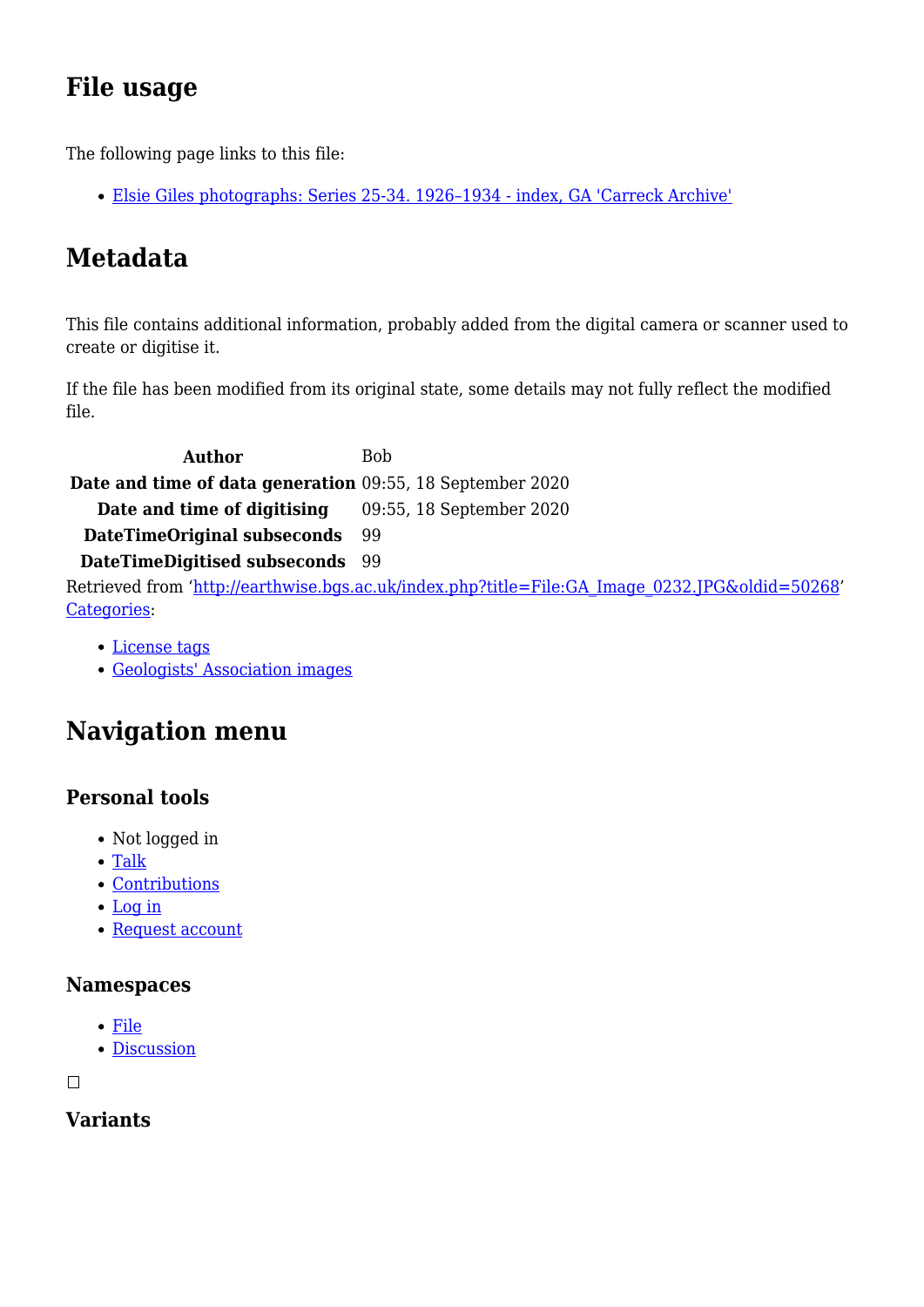## File usage

The following page links to this file:

- Elsie Giles photographs: Series 25-34. 1926–1934 - index, GA 'Carreck Archive'

## Metadata

This file contains additional information, probably added from the digital camera or scanner used to create or digitise it.

If the file has been modified from its original state, some details may not fully reflect the modified file.

| | |
|---|---|
| **Author** | Bob |
| **Date and time of data generation** | 09:55, 18 September 2020 |
| **Date and time of digitising** | 09:55, 18 September 2020 |
| **DateTimeOriginal subseconds** | 99 |
| **DateTimeDigitised subseconds** | 99 |

Retrieved from 'http://earthwise.bgs.ac.uk/index.php?title=File:GA_Image_0232.JPG&oldid=50268'
Categories:

- License tags
- Geologists' Association images

## Navigation menu

### Personal tools

- Not logged in
- Talk
- Contributions
- Log in
- Request account

### Namespaces

- File
- Discussion

### Variants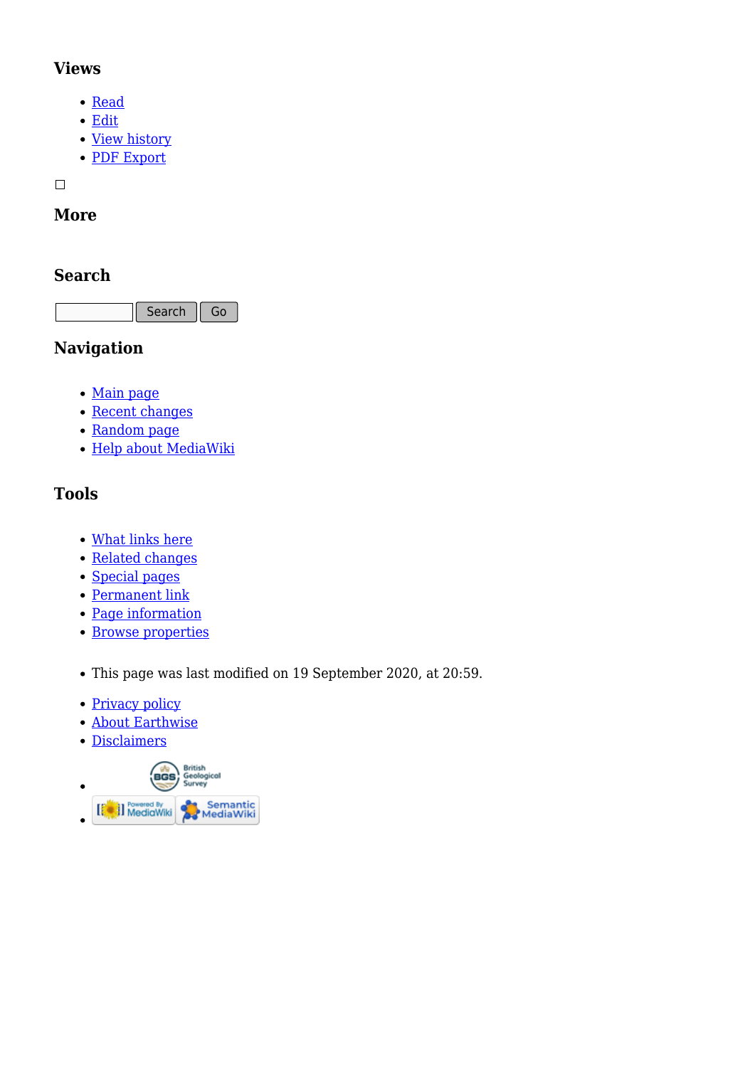### Views

- Read
- Edit
- View history
- PDF Export

### More

### Search

Search Go

### Navigation

- Main page
- Recent changes
- Random page
- Help about MediaWiki

### Tools

- What links here
- Related changes
- Special pages
- Permanent link
- Page information
- Browse properties

- This page was last modified on 19 September 2020, at 20:59.

- Privacy policy
- About Earthwise
- Disclaimers